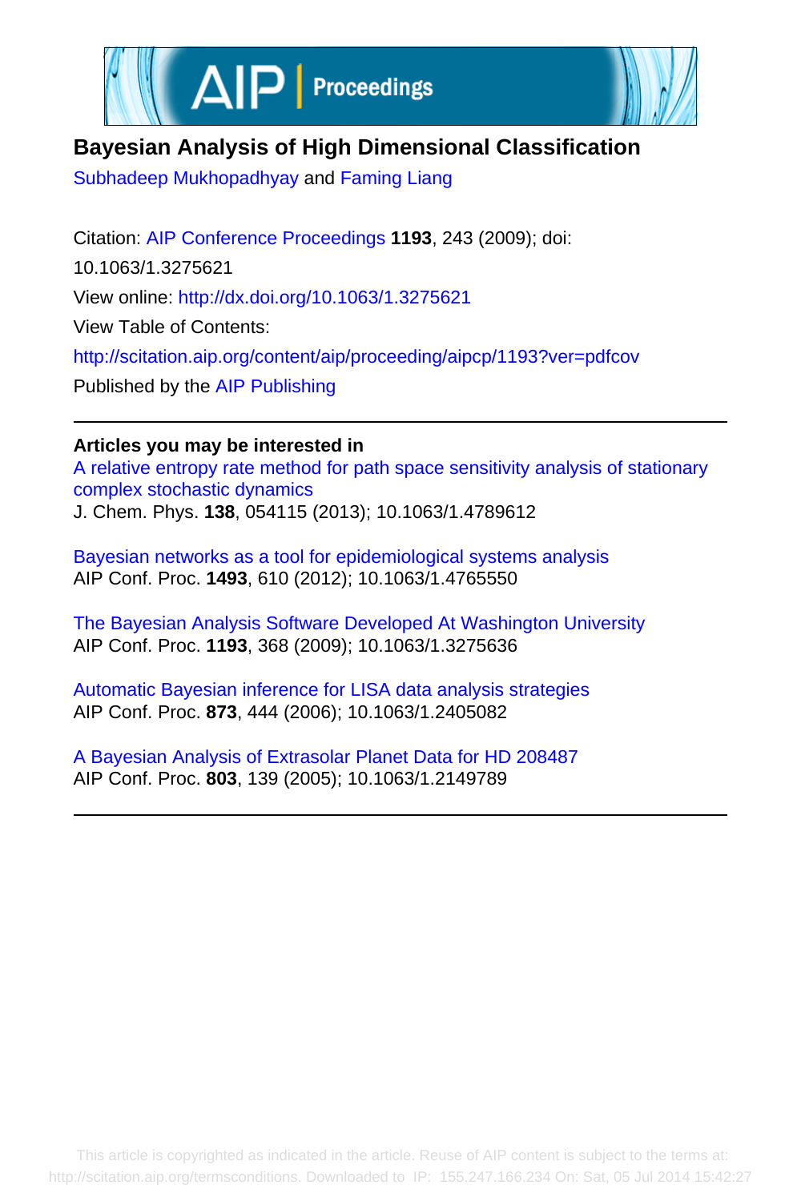# Bayesian Analysis of High Dimensional Classification

Subhadeep Mukhopadhyay and Faming Liang

Citation: AIP Conference Proceedings **1193**, 243 (2009); doi: 10.1063/1.3275621

View online: http://dx.doi.org/10.1063/1.3275621

View Table of Contents: http://scitation.aip.org/content/aip/proceeding/aipcp/1193?ver=pdfcov

Published by the AIP Publishing

---

**Articles you may be interested in**

A relative entropy rate method for path space sensitivity analysis of stationary complex stochastic dynamics
J. Chem. Phys. **138**, 054115 (2013); 10.1063/1.4789612

Bayesian networks as a tool for epidemiological systems analysis
AIP Conf. Proc. **1493**, 610 (2012); 10.1063/1.4765550

The Bayesian Analysis Software Developed At Washington University
AIP Conf. Proc. **1193**, 368 (2009); 10.1063/1.3275636

Automatic Bayesian inference for LISA data analysis strategies
AIP Conf. Proc. **873**, 444 (2006); 10.1063/1.2405082

A Bayesian Analysis of Extrasolar Planet Data for HD 208487
AIP Conf. Proc. **803**, 139 (2005); 10.1063/1.2149789

---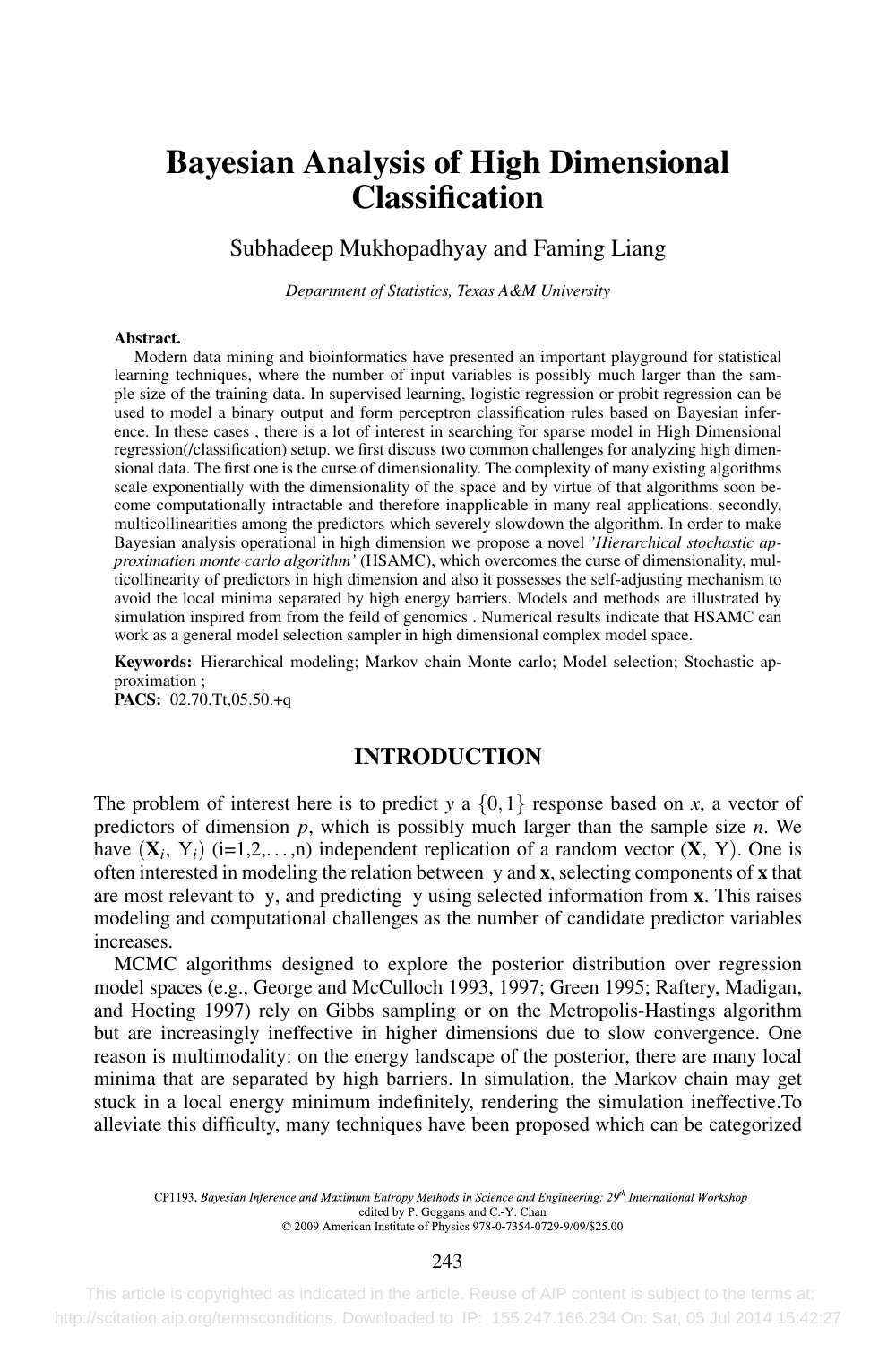# Bayesian Analysis of High Dimensional Classification

Subhadeep Mukhopadhyay and Faming Liang

*Department of Statistics, Texas A&M University*

**Abstract.**
Modern data mining and bioinformatics have presented an important playground for statistical learning techniques, where the number of input variables is possibly much larger than the sample size of the training data. In supervised learning, logistic regression or probit regression can be used to model a binary output and form perceptron classification rules based on Bayesian inference. In these cases , there is a lot of interest in searching for sparse model in High Dimensional regression(/classification) setup. we first discuss two common challenges for analyzing high dimensional data. The first one is the curse of dimensionality. The complexity of many existing algorithms scale exponentially with the dimensionality of the space and by virtue of that algorithms soon become computationally intractable and therefore inapplicable in many real applications. secondly, multicollinearities among the predictors which severely slowdown the algorithm. In order to make Bayesian analysis operational in high dimension we propose a novel *'Hierarchical stochastic approximation monte carlo algorithm'* (HSAMC), which overcomes the curse of dimensionality, multicollinearity of predictors in high dimension and also it possesses the self-adjusting mechanism to avoid the local minima separated by high energy barriers. Models and methods are illustrated by simulation inspired from from the feild of genomics . Numerical results indicate that HSAMC can work as a general model selection sampler in high dimensional complex model space.

**Keywords:** Hierarchical modeling; Markov chain Monte carlo; Model selection; Stochastic approximation ;
**PACS:** 02.70.Tt,05.50.+q

## INTRODUCTION

The problem of interest here is to predict $y$ a $\{0,1\}$ response based on $x$, a vector of predictors of dimension $p$, which is possibly much larger than the sample size $n$. We have $(\mathbf{X}_i, \mathrm{Y}_i)$ (i=1,2,...,n) independent replication of a random vector $(\mathbf{X}, \mathrm{Y})$. One is often interested in modeling the relation between y and $\mathbf{x}$, selecting components of $\mathbf{x}$ that are most relevant to y, and predicting y using selected information from $\mathbf{x}$. This raises modeling and computational challenges as the number of candidate predictor variables increases.

MCMC algorithms designed to explore the posterior distribution over regression model spaces (e.g., George and McCulloch 1993, 1997; Green 1995; Raftery, Madigan, and Hoeting 1997) rely on Gibbs sampling or on the Metropolis-Hastings algorithm but are increasingly ineffective in higher dimensions due to slow convergence. One reason is multimodality: on the energy landscape of the posterior, there are many local minima that are separated by high barriers. In simulation, the Markov chain may get stuck in a local energy minimum indefinitely, rendering the simulation ineffective.To alleviate this difficulty, many techniques have been proposed which can be categorized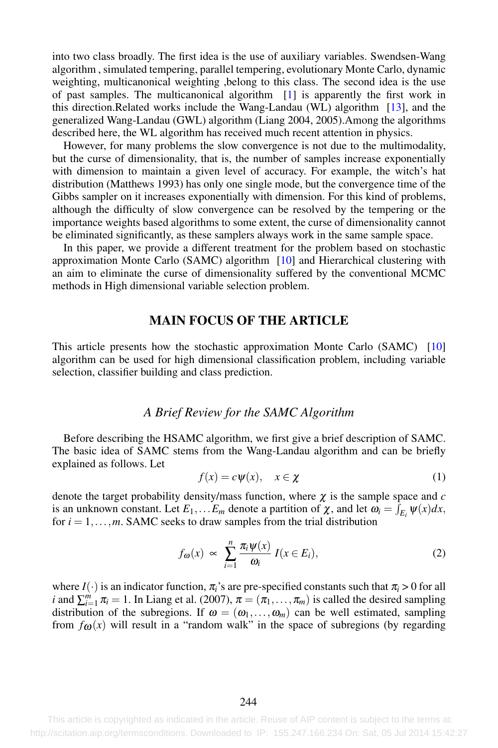into two class broadly. The first idea is the use of auxiliary variables. Swendsen-Wang algorithm , simulated tempering, parallel tempering, evolutionary Monte Carlo, dynamic weighting, multicanonical weighting ,belong to this class. The second idea is the use of past samples. The multicanonical algorithm [1] is apparently the first work in this direction.Related works include the Wang-Landau (WL) algorithm [13], and the generalized Wang-Landau (GWL) algorithm (Liang 2004, 2005).Among the algorithms described here, the WL algorithm has received much recent attention in physics.

However, for many problems the slow convergence is not due to the multimodality, but the curse of dimensionality, that is, the number of samples increase exponentially with dimension to maintain a given level of accuracy. For example, the witch's hat distribution (Matthews 1993) has only one single mode, but the convergence time of the Gibbs sampler on it increases exponentially with dimension. For this kind of problems, although the difficulty of slow convergence can be resolved by the tempering or the importance weights based algorithms to some extent, the curse of dimensionality cannot be eliminated significantly, as these samplers always work in the same sample space.

In this paper, we provide a different treatment for the problem based on stochastic approximation Monte Carlo (SAMC) algorithm [10] and Hierarchical clustering with an aim to eliminate the curse of dimensionality suffered by the conventional MCMC methods in High dimensional variable selection problem.

## MAIN FOCUS OF THE ARTICLE

This article presents how the stochastic approximation Monte Carlo (SAMC) [10] algorithm can be used for high dimensional classification problem, including variable selection, classifier building and class prediction.

### *A Brief Review for the SAMC Algorithm*

Before describing the HSAMC algorithm, we first give a brief description of SAMC. The basic idea of SAMC stems from the Wang-Landau algorithm and can be briefly explained as follows. Let

$$f(x) = c\psi(x), \quad x \in \chi \tag{1}$$

denote the target probability density/mass function, where $\chi$ is the sample space and $c$ is an unknown constant. Let $E_1, \ldots E_m$ denote a partition of $\chi$, and let $\omega_i = \int_{E_i} \psi(x)dx$, for $i = 1, \ldots, m$. SAMC seeks to draw samples from the trial distribution

$$f_\omega(x) \propto \sum_{i=1}^{n} \frac{\pi_i \psi(x)}{\omega_i} I(x \in E_i), \tag{2}$$

where $I(\cdot)$ is an indicator function, $\pi_i$'s are pre-specified constants such that $\pi_i > 0$ for all $i$ and $\sum_{i=1}^{m} \pi_i = 1$. In Liang et al. (2007), $\pi = (\pi_1, \ldots, \pi_m)$ is called the desired sampling distribution of the subregions. If $\omega = (\omega_1, \ldots, \omega_m)$ can be well estimated, sampling from $f_\omega(x)$ will result in a "random walk" in the space of subregions (by regarding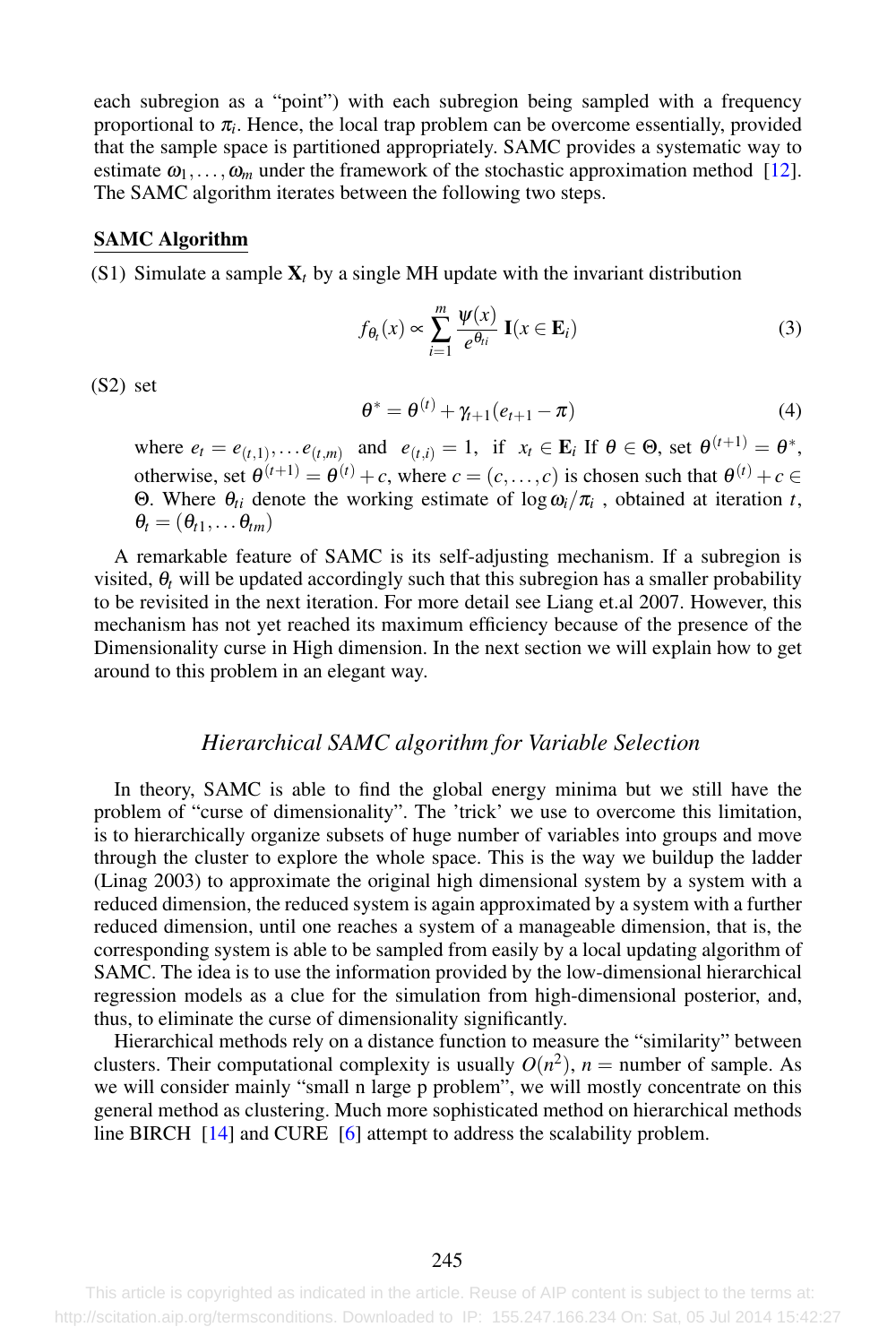each subregion as a "point") with each subregion being sampled with a frequency proportional to $\pi_i$. Hence, the local trap problem can be overcome essentially, provided that the sample space is partitioned appropriately. SAMC provides a systematic way to estimate $\omega_1, \ldots, \omega_m$ under the framework of the stochastic approximation method [12]. The SAMC algorithm iterates between the following two steps.

**SAMC Algorithm**

(S1) Simulate a sample $\mathbf{X}_t$ by a single MH update with the invariant distribution

$$f_{\theta_t}(x) \propto \sum_{i=1}^{m} \frac{\psi(x)}{e^{\theta_{ti}}} \mathbf{I}(x \in \mathbf{E}_i) \tag{3}$$

(S2) set

$$\theta^* = \theta^{(t)} + \gamma_{t+1}(e_{t+1} - \pi) \tag{4}$$

where $e_t = e_{(t,1)}, \ldots e_{(t,m)}$ and $e_{(t,i)} = 1$, if $x_t \in \mathbf{E}_i$ If $\theta \in \Theta$, set $\theta^{(t+1)} = \theta^*$, otherwise, set $\theta^{(t+1)} = \theta^{(t)} + c$, where $c = (c, \ldots, c)$ is chosen such that $\theta^{(t)} + c \in \Theta$. Where $\theta_{ti}$ denote the working estimate of $\log \omega_i / \pi_i$ , obtained at iteration $t$, $\theta_t = (\theta_{t1}, \ldots \theta_{tm})$

A remarkable feature of SAMC is its self-adjusting mechanism. If a subregion is visited, $\theta_t$ will be updated accordingly such that this subregion has a smaller probability to be revisited in the next iteration. For more detail see Liang et.al 2007. However, this mechanism has not yet reached its maximum efficiency because of the presence of the Dimensionality curse in High dimension. In the next section we will explain how to get around to this problem in an elegant way.

## *Hierarchical SAMC algorithm for Variable Selection*

In theory, SAMC is able to find the global energy minima but we still have the problem of "curse of dimensionality". The 'trick' we use to overcome this limitation, is to hierarchically organize subsets of huge number of variables into groups and move through the cluster to explore the whole space. This is the way we buildup the ladder (Linag 2003) to approximate the original high dimensional system by a system with a reduced dimension, the reduced system is again approximated by a system with a further reduced dimension, until one reaches a system of a manageable dimension, that is, the corresponding system is able to be sampled from easily by a local updating algorithm of SAMC. The idea is to use the information provided by the low-dimensional hierarchical regression models as a clue for the simulation from high-dimensional posterior, and, thus, to eliminate the curse of dimensionality significantly.

Hierarchical methods rely on a distance function to measure the "similarity" between clusters. Their computational complexity is usually $O(n^2)$, $n =$ number of sample. As we will consider mainly "small n large p problem", we will mostly concentrate on this general method as clustering. Much more sophisticated method on hierarchical methods line BIRCH [14] and CURE [6] attempt to address the scalability problem.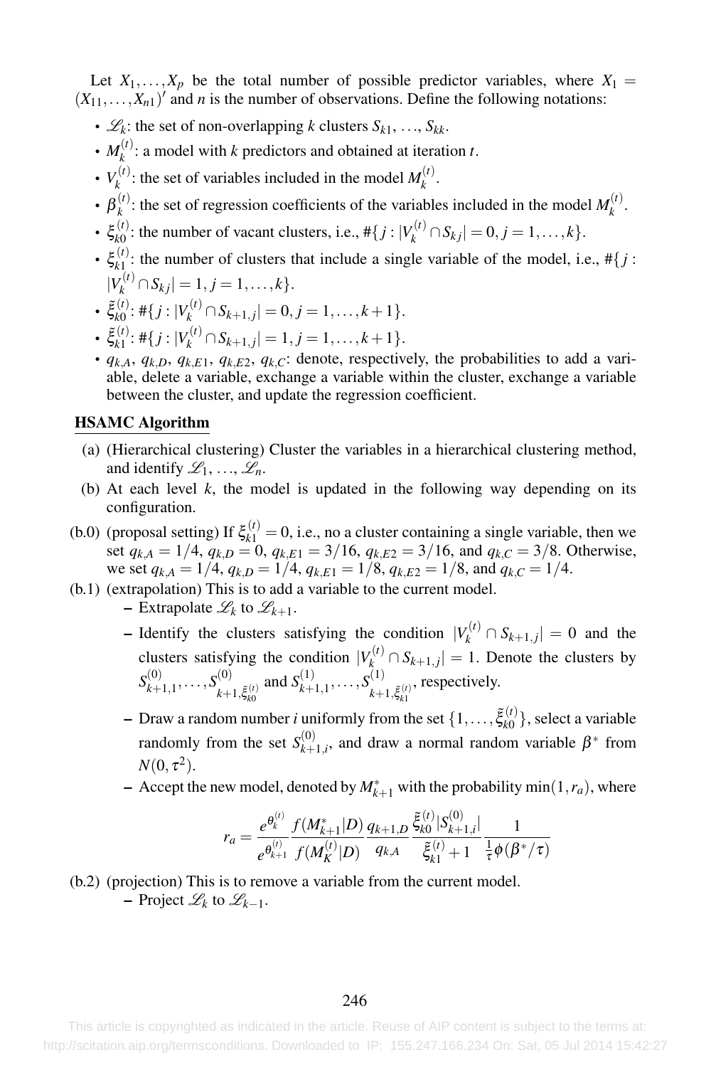Let $X_1, \ldots, X_p$ be the total number of possible predictor variables, where $X_1 = (X_{11}, \ldots, X_{n1})'$ and $n$ is the number of observations. Define the following notations:

- $\mathscr{L}_k$: the set of non-overlapping $k$ clusters $S_{k1}$, ..., $S_{kk}$.
- $M_k^{(t)}$: a model with $k$ predictors and obtained at iteration $t$.
- $V_k^{(t)}$: the set of variables included in the model $M_k^{(t)}$.
- $\beta_k^{(t)}$: the set of regression coefficients of the variables included in the model $M_k^{(t)}$.
- $\xi_{k0}^{(t)}$: the number of vacant clusters, i.e., $\#\{j : |V_k^{(t)} \cap S_{kj}| = 0, j = 1, \ldots, k\}$.
- $\xi_{k1}^{(t)}$: the number of clusters that include a single variable of the model, i.e., $\#\{j : |V_k^{(t)} \cap S_{kj}| = 1, j = 1, \ldots, k\}$.
- $\tilde{\xi}_{k0}^{(t)}$: $\#\{j : |V_k^{(t)} \cap S_{k+1,j}| = 0, j = 1, \ldots, k+1\}$.
- $\tilde{\xi}_{k1}^{(t)}$: $\#\{j : |V_k^{(t)} \cap S_{k+1,j}| = 1, j = 1, \ldots, k+1\}$.
- $q_{k,A}$, $q_{k,D}$, $q_{k,E1}$, $q_{k,E2}$, $q_{k,C}$: denote, respectively, the probabilities to add a variable, delete a variable, exchange a variable within the cluster, exchange a variable between the cluster, and update the regression coefficient.

**HSAMC Algorithm**

(a) (Hierarchical clustering) Cluster the variables in a hierarchical clustering method, and identify $\mathscr{L}_1$, ..., $\mathscr{L}_n$.

(b) At each level $k$, the model is updated in the following way depending on its configuration.

(b.0) (proposal setting) If $\xi_{k1}^{(t)} = 0$, i.e., no a cluster containing a single variable, then we set $q_{k,A} = 1/4$, $q_{k,D} = 0$, $q_{k,E1} = 3/16$, $q_{k,E2} = 3/16$, and $q_{k,C} = 3/8$. Otherwise, we set $q_{k,A} = 1/4$, $q_{k,D} = 1/4$, $q_{k,E1} = 1/8$, $q_{k,E2} = 1/8$, and $q_{k,C} = 1/4$.

(b.1) (extrapolation) This is to add a variable to the current model.

- Extrapolate $\mathscr{L}_k$ to $\mathscr{L}_{k+1}$.
- Identify the clusters satisfying the condition $|V_k^{(t)} \cap S_{k+1,j}| = 0$ and the clusters satisfying the condition $|V_k^{(t)} \cap S_{k+1,j}| = 1$. Denote the clusters by $S_{k+1,1}^{(0)}, \ldots, S_{k+1,\tilde{\xi}_{k0}^{(t)}}^{(0)}$ and $S_{k+1,1}^{(1)}, \ldots, S_{k+1,\tilde{\xi}_{k1}^{(t)}}^{(1)}$, respectively.
- Draw a random number $i$ uniformly from the set $\{1, \ldots, \tilde{\xi}_{k0}^{(t)}\}$, select a variable randomly from the set $S_{k+1,i}^{(0)}$, and draw a normal random variable $\beta^*$ from $N(0, \tau^2)$.
- Accept the new model, denoted by $M_{k+1}^*$ with the probability $\min(1, r_a)$, where

$$r_a = \frac{e^{\theta_k^{(t)}}}{e^{\theta_{k+1}^{(t)}}} \frac{f(M_{k+1}^*|D)}{f(M_K^{(t)}|D)} \frac{q_{k+1,D}}{q_{k,A}} \frac{\tilde{\xi}_{k0}^{(t)} |S_{k+1,i}^{(0)}|}{\tilde{\xi}_{k1}^{(t)} + 1} \frac{1}{\frac{1}{\tau}\phi(\beta^*/\tau)}$$

(b.2) (projection) This is to remove a variable from the current model.

- Project $\mathscr{L}_k$ to $\mathscr{L}_{k-1}$.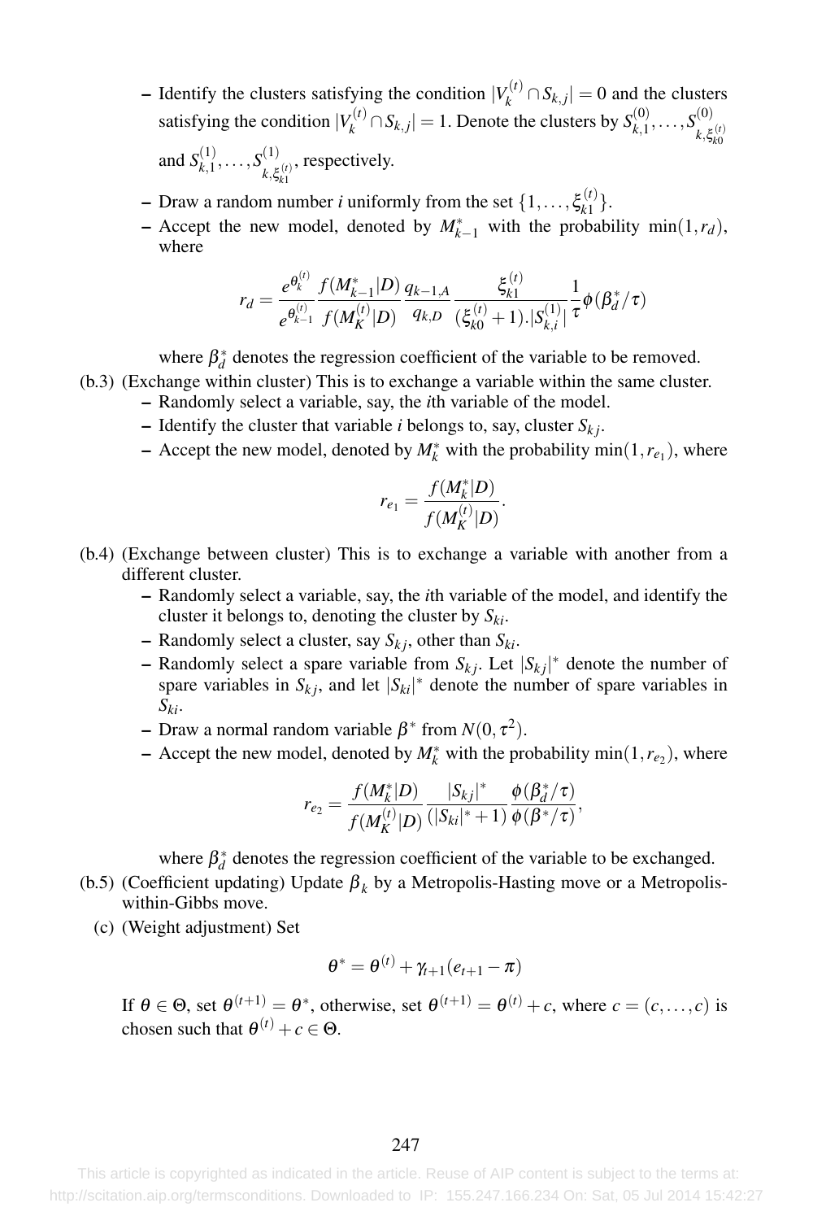- Identify the clusters satisfying the condition $|V_k^{(t)} \cap S_{k,j}| = 0$ and the clusters satisfying the condition $|V_k^{(t)} \cap S_{k,j}| = 1$. Denote the clusters by $S_{k,1}^{(0)}, \ldots, S_{k,\xi_{k0}^{(t)}}^{(0)}$ and $S_{k,1}^{(1)}, \ldots, S_{k,\xi_{k1}^{(t)}}^{(1)}$, respectively.
- Draw a random number $i$ uniformly from the set $\{1, \ldots, \xi_{k1}^{(t)}\}$.
- Accept the new model, denoted by $M_{k-1}^*$ with the probability $\min(1, r_d)$, where

$$r_d = \frac{e^{\theta_k^{(t)}}}{e^{\theta_{k-1}^{(t)}}} \frac{f(M_{k-1}^*|D)}{f(M_K^{(t)}|D)} \frac{q_{k-1,A}}{q_{k,D}} \frac{\xi_{k1}^{(t)}}{(\xi_{k0}^{(t)}+1).|S_{k,i}^{(1)}|} \frac{1}{\tau} \phi(\beta_d^*/\tau)$$

where $\beta_d^*$ denotes the regression coefficient of the variable to be removed.

(b.3) (Exchange within cluster) This is to exchange a variable within the same cluster.
- Randomly select a variable, say, the $i$th variable of the model.
- Identify the cluster that variable $i$ belongs to, say, cluster $S_{kj}$.
- Accept the new model, denoted by $M_k^*$ with the probability $\min(1, r_{e_1})$, where

$$r_{e_1} = \frac{f(M_k^*|D)}{f(M_K^{(t)}|D)}.$$

(b.4) (Exchange between cluster) This is to exchange a variable with another from a different cluster.
- Randomly select a variable, say, the $i$th variable of the model, and identify the cluster it belongs to, denoting the cluster by $S_{ki}$.
- Randomly select a cluster, say $S_{kj}$, other than $S_{ki}$.
- Randomly select a spare variable from $S_{kj}$. Let $|S_{kj}|^*$ denote the number of spare variables in $S_{kj}$, and let $|S_{ki}|^*$ denote the number of spare variables in $S_{ki}$.
- Draw a normal random variable $\beta^*$ from $N(0, \tau^2)$.
- Accept the new model, denoted by $M_k^*$ with the probability $\min(1, r_{e_2})$, where

$$r_{e_2} = \frac{f(M_k^*|D)}{f(M_K^{(t)}|D)} \frac{|S_{kj}|^*}{(|S_{ki}|^*+1)} \frac{\phi(\beta_d^*/\tau)}{\phi(\beta^*/\tau)},$$

where $\beta_d^*$ denotes the regression coefficient of the variable to be exchanged.

(b.5) (Coefficient updating) Update $\beta_k$ by a Metropolis-Hasting move or a Metropolis-within-Gibbs move.

(c) (Weight adjustment) Set

$$\theta^* = \theta^{(t)} + \gamma_{t+1}(e_{t+1} - \pi)$$

If $\theta \in \Theta$, set $\theta^{(t+1)} = \theta^*$, otherwise, set $\theta^{(t+1)} = \theta^{(t)} + c$, where $c = (c, \ldots, c)$ is chosen such that $\theta^{(t)} + c \in \Theta$.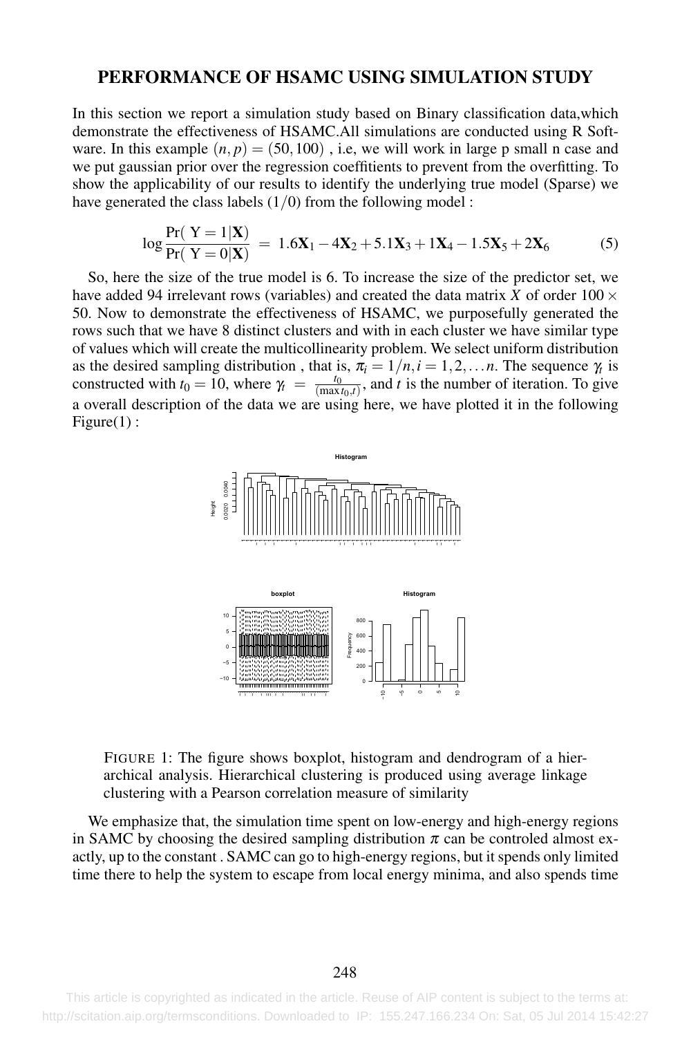## PERFORMANCE OF HSAMC USING SIMULATION STUDY

In this section we report a simulation study based on Binary classification data,which demonstrate the effectiveness of HSAMC.All simulations are conducted using R Software. In this example $(n, p) = (50, 100)$ , i.e, we will work in large p small n case and we put gaussian prior over the regression coeffitients to prevent from the overfitting. To show the applicability of our results to identify the underlying true model (Sparse) we have generated the class labels $(1/0)$ from the following model :

$$\log \frac{\Pr(\text{ Y} = 1|\mathbf{X})}{\Pr(\text{ Y} = 0|\mathbf{X})} = 1.6\mathbf{X}_1 - 4\mathbf{X}_2 + 5.1\mathbf{X}_3 + 1\mathbf{X}_4 - 1.5\mathbf{X}_5 + 2\mathbf{X}_6 \tag{5}$$

So, here the size of the true model is 6. To increase the size of the predictor set, we have added 94 irrelevant rows (variables) and created the data matrix $X$ of order $100 \times 50$. Now to demonstrate the effectiveness of HSAMC, we purposefully generated the rows such that we have 8 distinct clusters and with in each cluster we have similar type of values which will create the multicollinearity problem. We select uniform distribution as the desired sampling distribution , that is, $\pi_i = 1/n, i = 1, 2, \ldots n$. The sequence $\gamma_t$ is constructed with $t_0 = 10$, where $\gamma_t = \frac{t_0}{(\max t_0, t)}$, and $t$ is the number of iteration. To give a overall description of the data we are using here, we have plotted it in the following Figure(1) :

FIGURE 1: The figure shows boxplot, histogram and dendrogram of a hierarchical analysis. Hierarchical clustering is produced using average linkage clustering with a Pearson correlation measure of similarity

We emphasize that, the simulation time spent on low-energy and high-energy regions in SAMC by choosing the desired sampling distribution $\pi$ can be controled almost exactly, up to the constant . SAMC can go to high-energy regions, but it spends only limited time there to help the system to escape from local energy minima, and also spends time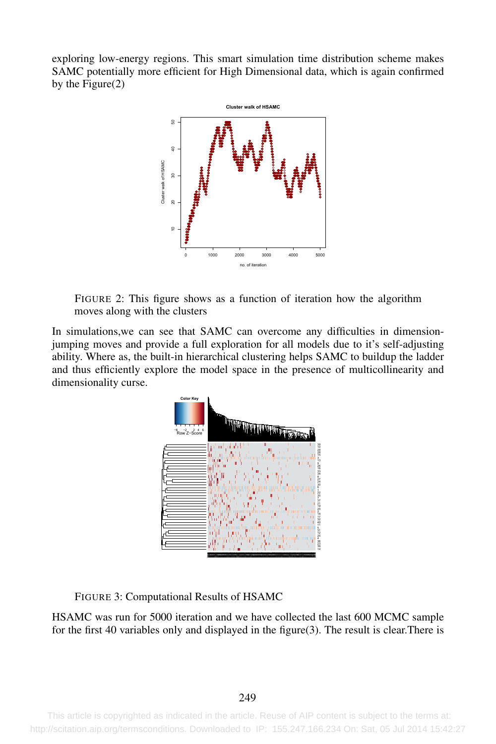exploring low-energy regions. This smart simulation time distribution scheme makes SAMC potentially more efficient for High Dimensional data, which is again confirmed by the Figure(2)

FIGURE 2: This figure shows as a function of iteration how the algorithm moves along with the clusters

In simulations,we can see that SAMC can overcome any difficulties in dimension-jumping moves and provide a full exploration for all models due to it's self-adjusting ability. Where as, the built-in hierarchical clustering helps SAMC to buildup the ladder and thus efficiently explore the model space in the presence of multicollinearity and dimensionality curse.

FIGURE 3: Computational Results of HSAMC

HSAMC was run for 5000 iteration and we have collected the last 600 MCMC sample for the first 40 variables only and displayed in the figure(3). The result is clear.There is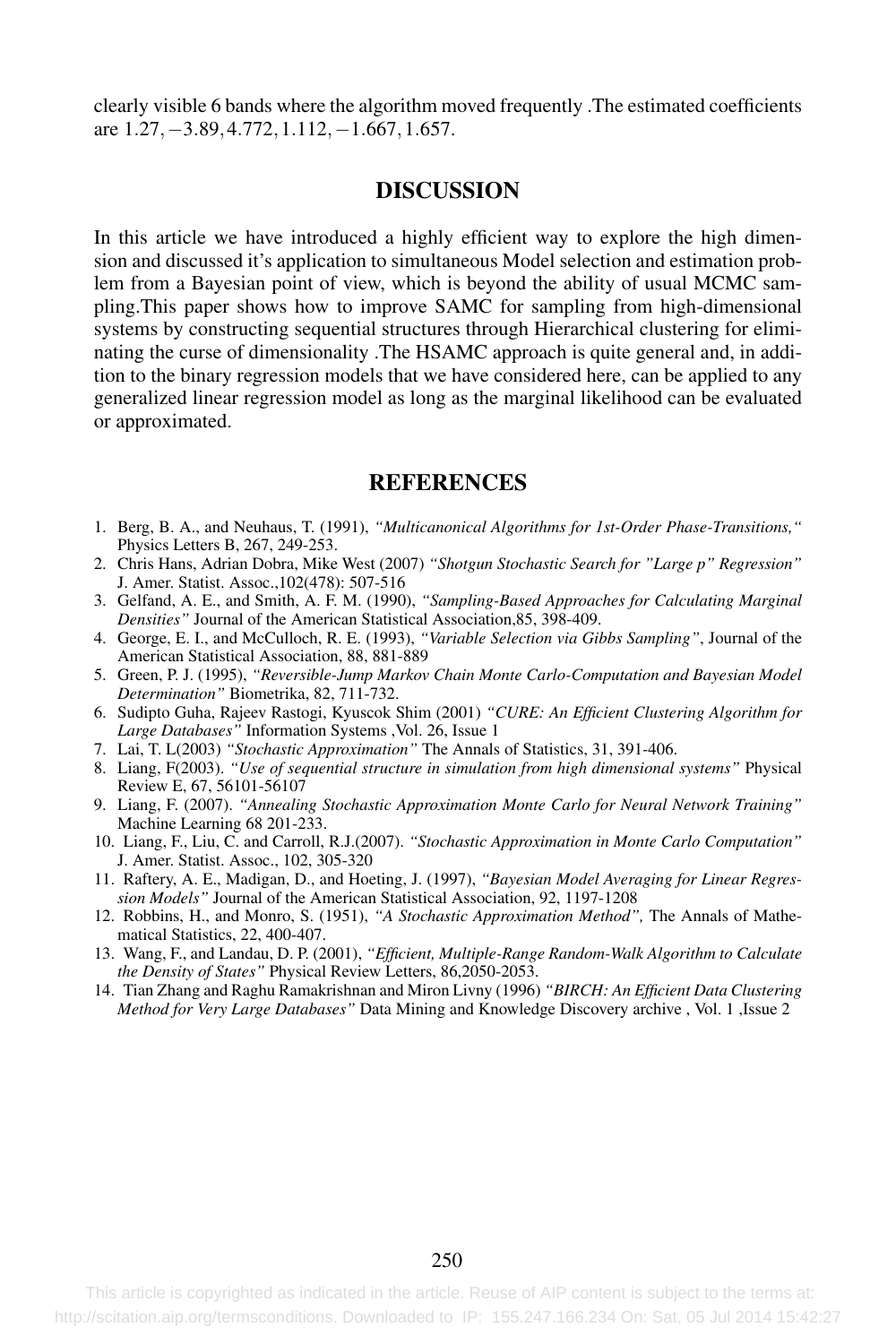clearly visible 6 bands where the algorithm moved frequently .The estimated coefficients are $1.27, -3.89, 4.772, 1.112, -1.667, 1.657$.

## DISCUSSION

In this article we have introduced a highly efficient way to explore the high dimension and discussed it's application to simultaneous Model selection and estimation problem from a Bayesian point of view, which is beyond the ability of usual MCMC sampling.This paper shows how to improve SAMC for sampling from high-dimensional systems by constructing sequential structures through Hierarchical clustering for eliminating the curse of dimensionality .The HSAMC approach is quite general and, in addition to the binary regression models that we have considered here, can be applied to any generalized linear regression model as long as the marginal likelihood can be evaluated or approximated.

## REFERENCES

1. Berg, B. A., and Neuhaus, T. (1991), *"Multicanonical Algorithms for 1st-Order Phase-Transitions,"* Physics Letters B, 267, 249-253.
2. Chris Hans, Adrian Dobra, Mike West (2007) *"Shotgun Stochastic Search for "Large p" Regression"* J. Amer. Statist. Assoc.,102(478): 507-516
3. Gelfand, A. E., and Smith, A. F. M. (1990), *"Sampling-Based Approaches for Calculating Marginal Densities"* Journal of the American Statistical Association,85, 398-409.
4. George, E. I., and McCulloch, R. E. (1993), *"Variable Selection via Gibbs Sampling"*, Journal of the American Statistical Association, 88, 881-889
5. Green, P. J. (1995), *"Reversible-Jump Markov Chain Monte Carlo-Computation and Bayesian Model Determination"* Biometrika, 82, 711-732.
6. Sudipto Guha, Rajeev Rastogi, Kyuscok Shim (2001) *"CURE: An Efficient Clustering Algorithm for Large Databases"* Information Systems ,Vol. 26, Issue 1
7. Lai, T. L(2003) *"Stochastic Approximation"* The Annals of Statistics, 31, 391-406.
8. Liang, F(2003). *"Use of sequential structure in simulation from high dimensional systems"* Physical Review E, 67, 56101-56107
9. Liang, F. (2007). *"Annealing Stochastic Approximation Monte Carlo for Neural Network Training"* Machine Learning 68 201-233.
10. Liang, F., Liu, C. and Carroll, R.J.(2007). *"Stochastic Approximation in Monte Carlo Computation"* J. Amer. Statist. Assoc., 102, 305-320
11. Raftery, A. E., Madigan, D., and Hoeting, J. (1997), *"Bayesian Model Averaging for Linear Regression Models"* Journal of the American Statistical Association, 92, 1197-1208
12. Robbins, H., and Monro, S. (1951), *"A Stochastic Approximation Method",* The Annals of Mathematical Statistics, 22, 400-407.
13. Wang, F., and Landau, D. P. (2001), *"Efficient, Multiple-Range Random-Walk Algorithm to Calculate the Density of States"* Physical Review Letters, 86,2050-2053.
14. Tian Zhang and Raghu Ramakrishnan and Miron Livny (1996) *"BIRCH: An Efficient Data Clustering Method for Very Large Databases"* Data Mining and Knowledge Discovery archive , Vol. 1 ,Issue 2